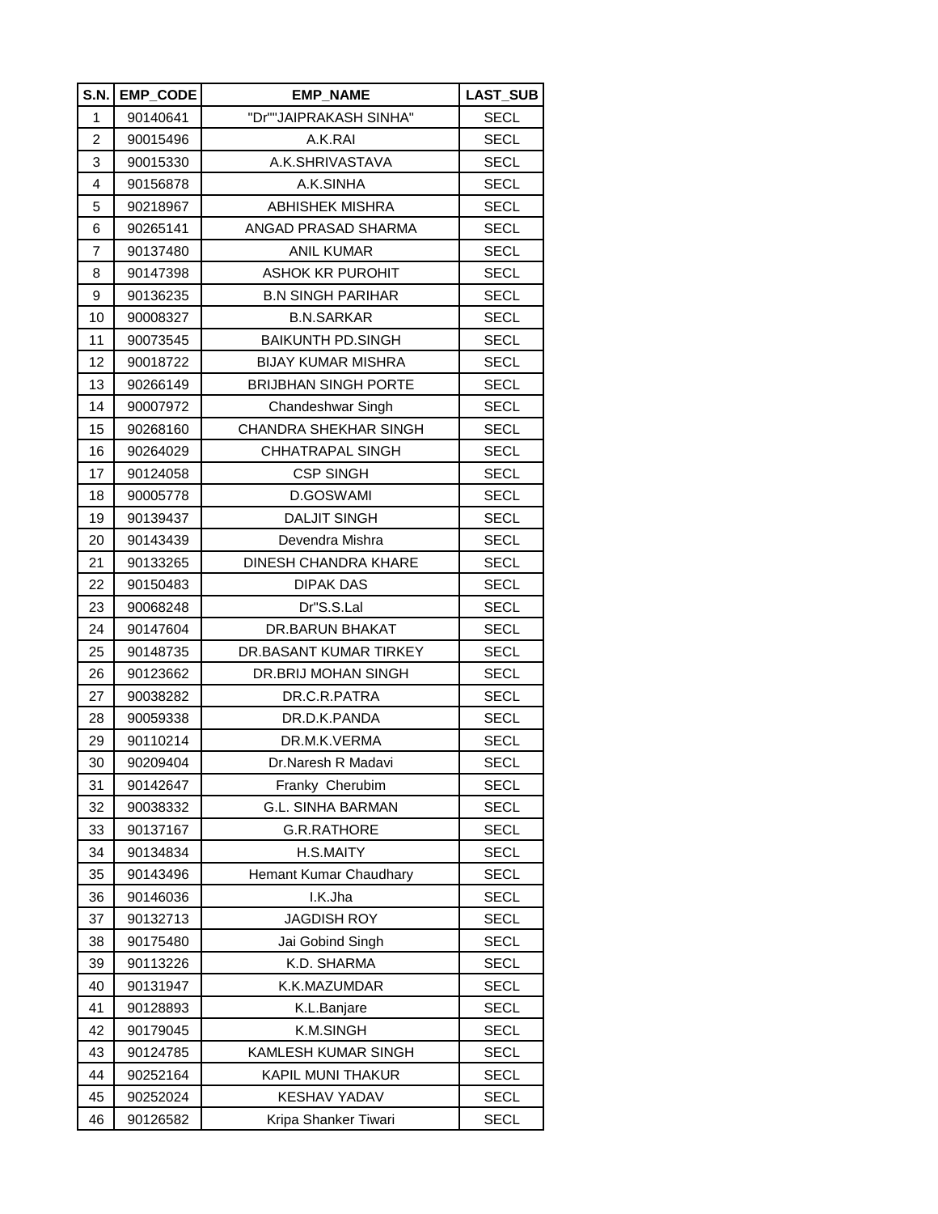| S.N. | EMP_CODE | EMP_NAME | LAST_SUB |
|---|---|---|---|
| 1 | 90140641 | "Dr""JAIPRAKASH SINHA" | SECL |
| 2 | 90015496 | A.K.RAI | SECL |
| 3 | 90015330 | A.K.SHRIVASTAVA | SECL |
| 4 | 90156878 | A.K.SINHA | SECL |
| 5 | 90218967 | ABHISHEK MISHRA | SECL |
| 6 | 90265141 | ANGAD PRASAD SHARMA | SECL |
| 7 | 90137480 | ANIL KUMAR | SECL |
| 8 | 90147398 | ASHOK KR PUROHIT | SECL |
| 9 | 90136235 | B.N SINGH PARIHAR | SECL |
| 10 | 90008327 | B.N.SARKAR | SECL |
| 11 | 90073545 | BAIKUNTH PD.SINGH | SECL |
| 12 | 90018722 | BIJAY KUMAR MISHRA | SECL |
| 13 | 90266149 | BRIJBHAN SINGH PORTE | SECL |
| 14 | 90007972 | Chandeshwar Singh | SECL |
| 15 | 90268160 | CHANDRA SHEKHAR SINGH | SECL |
| 16 | 90264029 | CHHATRAPAL SINGH | SECL |
| 17 | 90124058 | CSP SINGH | SECL |
| 18 | 90005778 | D.GOSWAMI | SECL |
| 19 | 90139437 | DALJIT SINGH | SECL |
| 20 | 90143439 | Devendra Mishra | SECL |
| 21 | 90133265 | DINESH CHANDRA KHARE | SECL |
| 22 | 90150483 | DIPAK DAS | SECL |
| 23 | 90068248 | Dr"S.S.Lal | SECL |
| 24 | 90147604 | DR.BARUN BHAKAT | SECL |
| 25 | 90148735 | DR.BASANT KUMAR TIRKEY | SECL |
| 26 | 90123662 | DR.BRIJ MOHAN SINGH | SECL |
| 27 | 90038282 | DR.C.R.PATRA | SECL |
| 28 | 90059338 | DR.D.K.PANDA | SECL |
| 29 | 90110214 | DR.M.K.VERMA | SECL |
| 30 | 90209404 | Dr.Naresh R Madavi | SECL |
| 31 | 90142647 | Franky Cherubim | SECL |
| 32 | 90038332 | G.L. SINHA BARMAN | SECL |
| 33 | 90137167 | G.R.RATHORE | SECL |
| 34 | 90134834 | H.S.MAITY | SECL |
| 35 | 90143496 | Hemant Kumar Chaudhary | SECL |
| 36 | 90146036 | I.K.Jha | SECL |
| 37 | 90132713 | JAGDISH ROY | SECL |
| 38 | 90175480 | Jai Gobind Singh | SECL |
| 39 | 90113226 | K.D. SHARMA | SECL |
| 40 | 90131947 | K.K.MAZUMDAR | SECL |
| 41 | 90128893 | K.L.Banjare | SECL |
| 42 | 90179045 | K.M.SINGH | SECL |
| 43 | 90124785 | KAMLESH KUMAR SINGH | SECL |
| 44 | 90252164 | KAPIL MUNI THAKUR | SECL |
| 45 | 90252024 | KESHAV YADAV | SECL |
| 46 | 90126582 | Kripa Shanker Tiwari | SECL |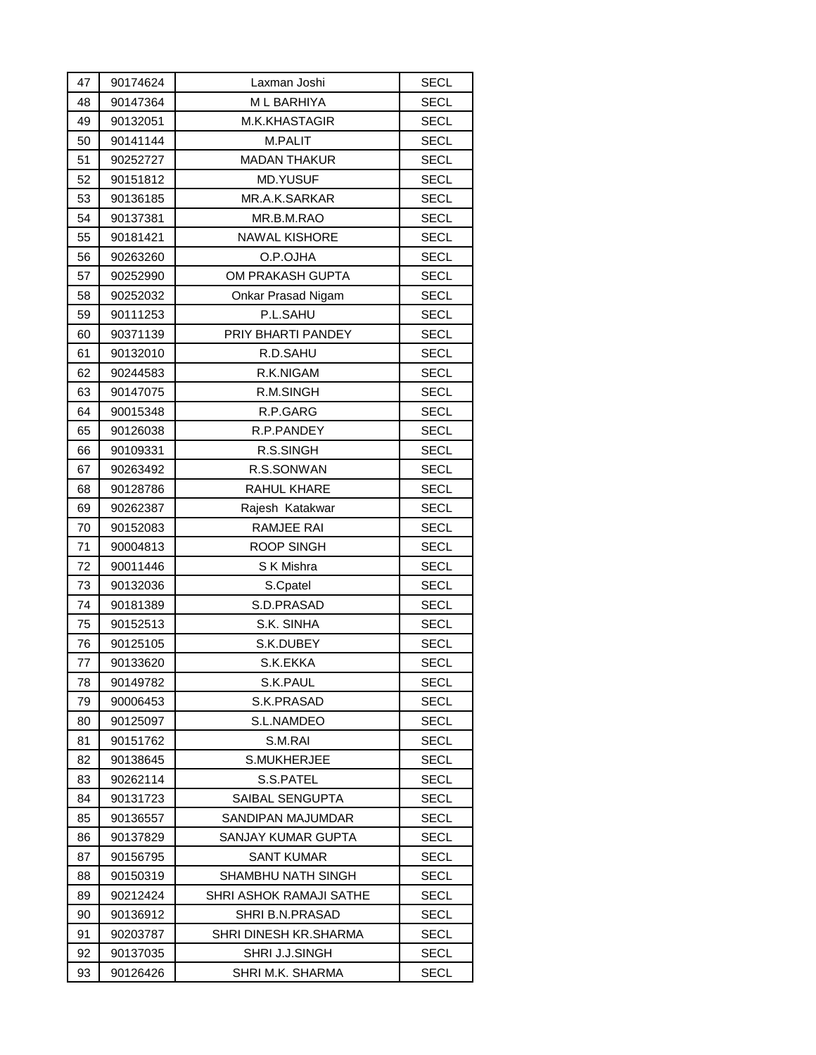| 47 | 90174624 | Laxman Joshi | SECL |
|---|---|---|---|
| 48 | 90147364 | M L BARHIYA | SECL |
| 49 | 90132051 | M.K.KHASTAGIR | SECL |
| 50 | 90141144 | M.PALIT | SECL |
| 51 | 90252727 | MADAN THAKUR | SECL |
| 52 | 90151812 | MD.YUSUF | SECL |
| 53 | 90136185 | MR.A.K.SARKAR | SECL |
| 54 | 90137381 | MR.B.M.RAO | SECL |
| 55 | 90181421 | NAWAL KISHORE | SECL |
| 56 | 90263260 | O.P.OJHA | SECL |
| 57 | 90252990 | OM PRAKASH GUPTA | SECL |
| 58 | 90252032 | Onkar Prasad Nigam | SECL |
| 59 | 90111253 | P.L.SAHU | SECL |
| 60 | 90371139 | PRIY BHARTI PANDEY | SECL |
| 61 | 90132010 | R.D.SAHU | SECL |
| 62 | 90244583 | R.K.NIGAM | SECL |
| 63 | 90147075 | R.M.SINGH | SECL |
| 64 | 90015348 | R.P.GARG | SECL |
| 65 | 90126038 | R.P.PANDEY | SECL |
| 66 | 90109331 | R.S.SINGH | SECL |
| 67 | 90263492 | R.S.SONWAN | SECL |
| 68 | 90128786 | RAHUL KHARE | SECL |
| 69 | 90262387 | Rajesh Katakwar | SECL |
| 70 | 90152083 | RAMJEE RAI | SECL |
| 71 | 90004813 | ROOP SINGH | SECL |
| 72 | 90011446 | S K Mishra | SECL |
| 73 | 90132036 | S.Cpatel | SECL |
| 74 | 90181389 | S.D.PRASAD | SECL |
| 75 | 90152513 | S.K. SINHA | SECL |
| 76 | 90125105 | S.K.DUBEY | SECL |
| 77 | 90133620 | S.K.EKKA | SECL |
| 78 | 90149782 | S.K.PAUL | SECL |
| 79 | 90006453 | S.K.PRASAD | SECL |
| 80 | 90125097 | S.L.NAMDEO | SECL |
| 81 | 90151762 | S.M.RAI | SECL |
| 82 | 90138645 | S.MUKHERJEE | SECL |
| 83 | 90262114 | S.S.PATEL | SECL |
| 84 | 90131723 | SAIBAL SENGUPTA | SECL |
| 85 | 90136557 | SANDIPAN MAJUMDAR | SECL |
| 86 | 90137829 | SANJAY KUMAR GUPTA | SECL |
| 87 | 90156795 | SANT KUMAR | SECL |
| 88 | 90150319 | SHAMBHU NATH SINGH | SECL |
| 89 | 90212424 | SHRI ASHOK RAMAJI SATHE | SECL |
| 90 | 90136912 | SHRI B.N.PRASAD | SECL |
| 91 | 90203787 | SHRI DINESH KR.SHARMA | SECL |
| 92 | 90137035 | SHRI J.J.SINGH | SECL |
| 93 | 90126426 | SHRI M.K. SHARMA | SECL |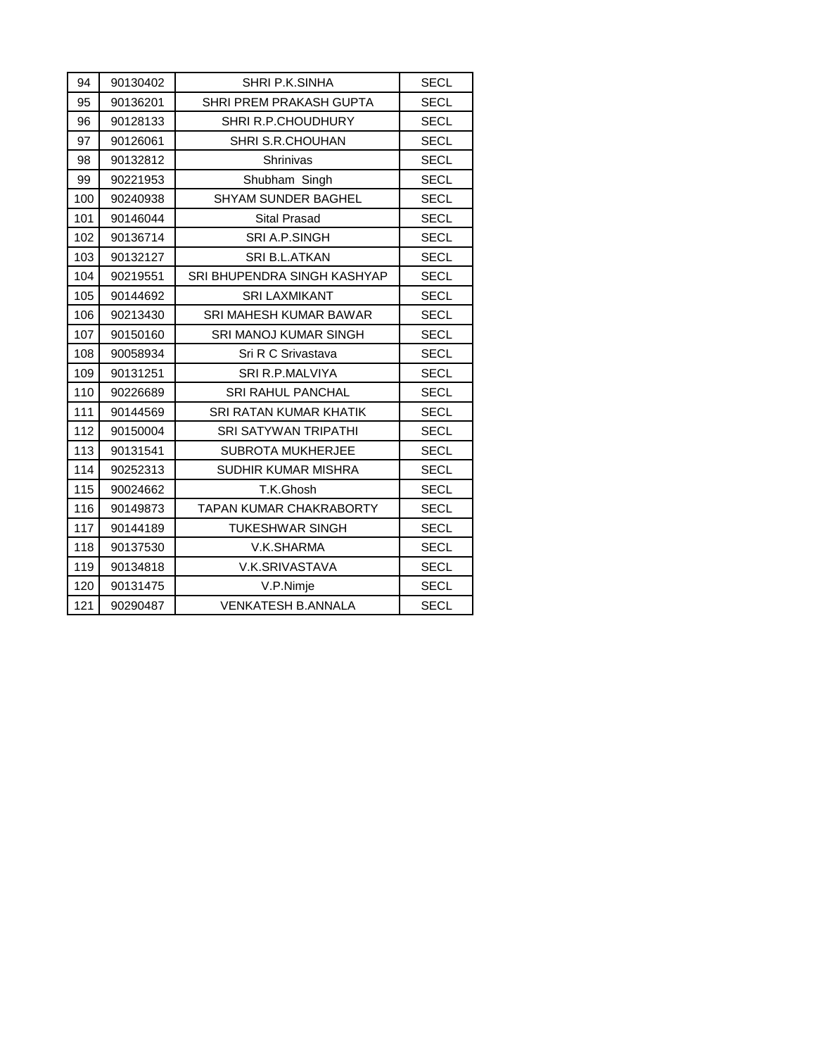| | | | |
|---|---|---|---|
| 94 | 90130402 | SHRI P.K.SINHA | SECL |
| 95 | 90136201 | SHRI PREM PRAKASH GUPTA | SECL |
| 96 | 90128133 | SHRI R.P.CHOUDHURY | SECL |
| 97 | 90126061 | SHRI S.R.CHOUHAN | SECL |
| 98 | 90132812 | Shrinivas | SECL |
| 99 | 90221953 | Shubham Singh | SECL |
| 100 | 90240938 | SHYAM SUNDER BAGHEL | SECL |
| 101 | 90146044 | Sital Prasad | SECL |
| 102 | 90136714 | SRI A.P.SINGH | SECL |
| 103 | 90132127 | SRI B.L.ATKAN | SECL |
| 104 | 90219551 | SRI BHUPENDRA SINGH KASHYAP | SECL |
| 105 | 90144692 | SRI LAXMIKANT | SECL |
| 106 | 90213430 | SRI MAHESH KUMAR BAWAR | SECL |
| 107 | 90150160 | SRI MANOJ KUMAR SINGH | SECL |
| 108 | 90058934 | Sri R C Srivastava | SECL |
| 109 | 90131251 | SRI R.P.MALVIYA | SECL |
| 110 | 90226689 | SRI RAHUL PANCHAL | SECL |
| 111 | 90144569 | SRI RATAN KUMAR KHATIK | SECL |
| 112 | 90150004 | SRI SATYWAN TRIPATHI | SECL |
| 113 | 90131541 | SUBROTA MUKHERJEE | SECL |
| 114 | 90252313 | SUDHIR KUMAR MISHRA | SECL |
| 115 | 90024662 | T.K.Ghosh | SECL |
| 116 | 90149873 | TAPAN KUMAR CHAKRABORTY | SECL |
| 117 | 90144189 | TUKESHWAR SINGH | SECL |
| 118 | 90137530 | V.K.SHARMA | SECL |
| 119 | 90134818 | V.K.SRIVASTAVA | SECL |
| 120 | 90131475 | V.P.Nimje | SECL |
| 121 | 90290487 | VENKATESH B.ANNALA | SECL |